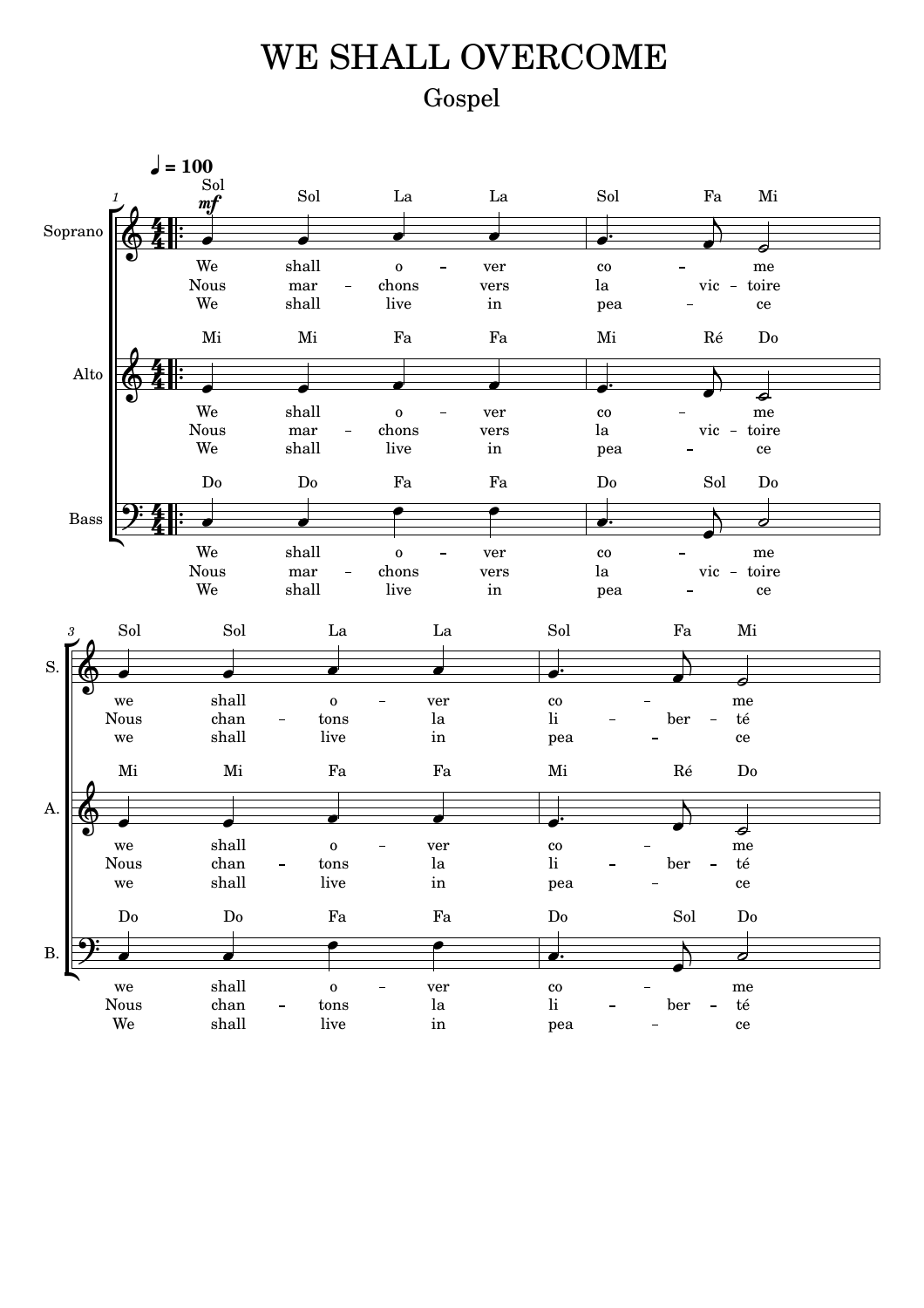# WE SHALL OVERCOME

## Gospel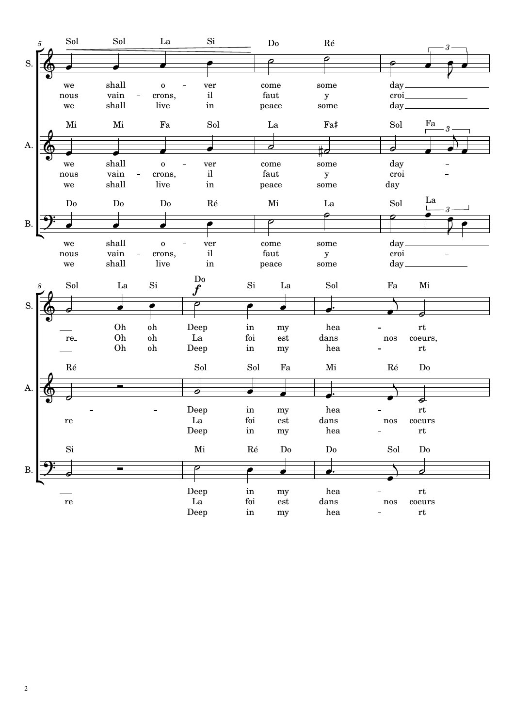**S.** (mm. 5–10)

Sol Sol La Si | Do Ré | Si La Si La | Sol La Si | Do Si La | Sol Fa Mi

we shall o – ver come some day ___ Oh oh Deep in my hea – rt

nous vain – crons, il faut y croi ___ re Oh oh La foi est dans nos coeurs,

we shall live in peace some day ___ Oh oh Deep in my hea – rt

**A.**

Mi Mi Fa Sol | La Fa♯ | Sol Fa | Ré | Sol Sol Fa | Mi Ré Do

we shall o – ver come some day – – – Deep in my hea – rt

nous vain – crons, il faut y croi – re La foi est dans nos coeurs

we shall live in peace some day Deep in my hea – rt

**B.**

Do Do Do Ré | Mi La | Sol La | Si | Mi Ré Do | Do Sol Do

we shall o – ver come some day ___ Deep in my hea – rt

nous vain – crons, il faut y croi – re La foi est dans nos coeurs

we shall live in peace some day ___ Deep in my hea – rt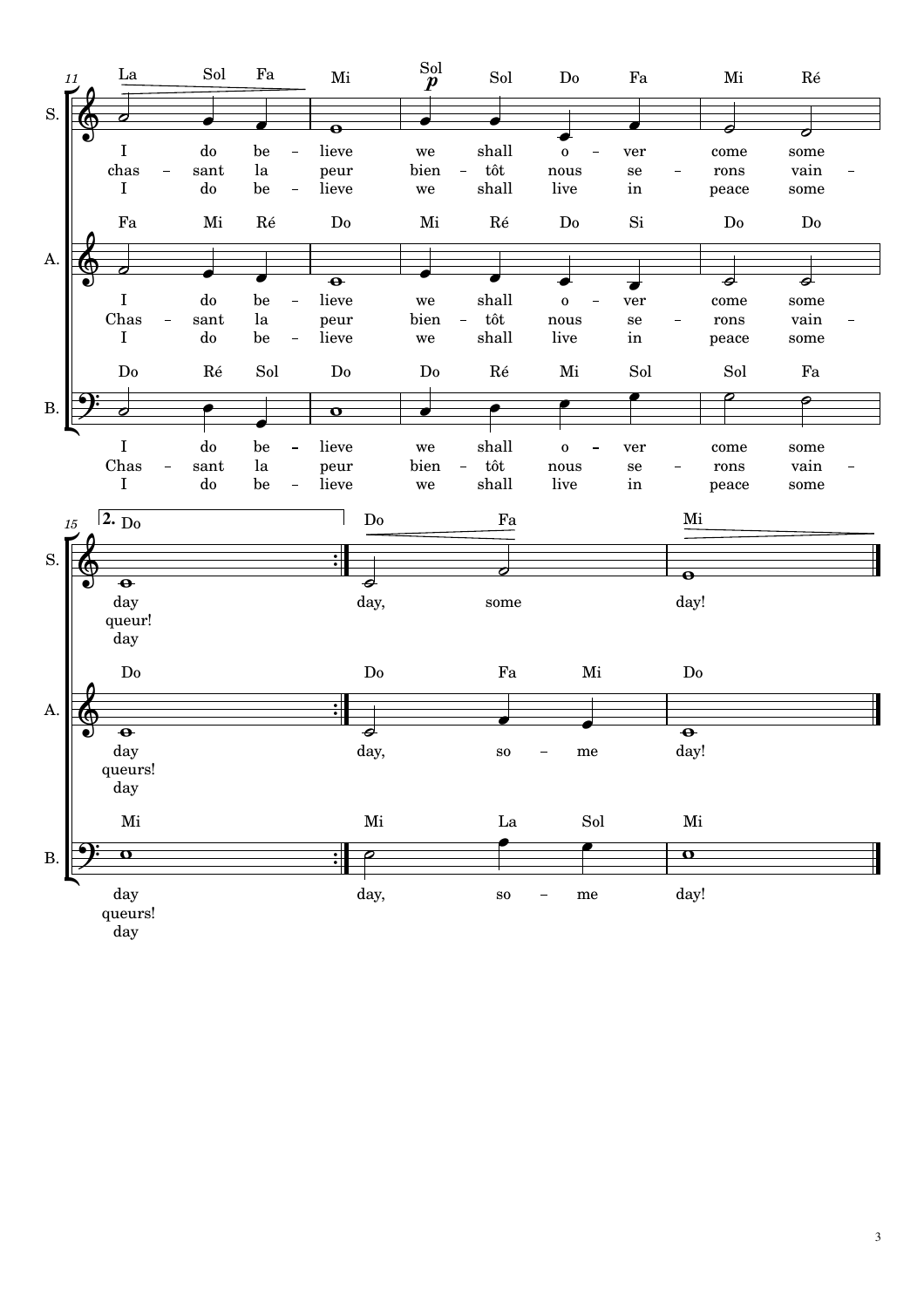**S.**

La Sol Fa | Mi | Sol Sol Do Fa | Mi Ré

I do be – lieve we shall o – ver come some
chas – sant la peur bien – tôt nous se – rons vain –
I do be – lieve we shall live in peace some

**A.**

Fa Mi Ré | Do | Mi Ré Do Si | Do Do

I do be – lieve we shall o – ver come some
Chas – sant la peur bien – tôt nous se – rons vain –
I do be – lieve we shall live in peace some

**B.**

Do Ré Sol | Do | Do Ré Mi Sol | Sol Fa

I do be – lieve we shall o – ver come some
Chas – sant la peur bien – tôt nous se – rons vain –
I do be – lieve we shall live in peace some

**S.**

2. Do | Do Fa | Mi

day day, some day!
queur!
day

**A.**

Do | Do Fa Mi | Do

day day, so – me day!
queurs!
day

**B.**

Mi | Mi La Sol | Mi

day day, so – me day!
queurs!
day